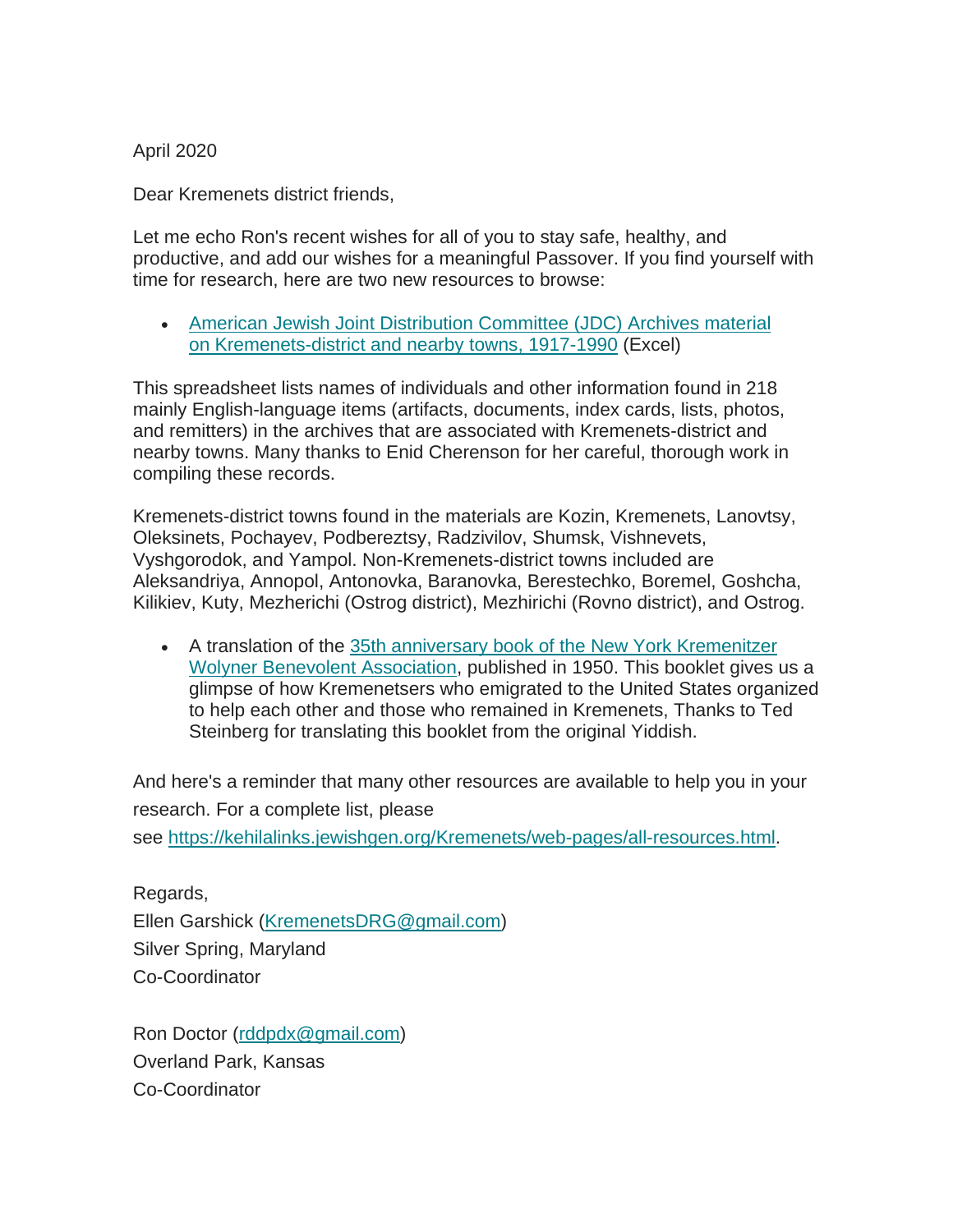April 2020

Dear Kremenets district friends,

Let me echo Ron's recent wishes for all of you to stay safe, healthy, and productive, and add our wishes for a meaningful Passover. If you find yourself with time for research, here are two new resources to browse:

- American Jewish Joint Distribution Committee (JDC) Archives material on Kremenets-district and nearby towns, 1917-1990 (Excel)

This spreadsheet lists names of individuals and other information found in 218 mainly English-language items (artifacts, documents, index cards, lists, photos, and remitters) in the archives that are associated with Kremenets-district and nearby towns. Many thanks to Enid Cherenson for her careful, thorough work in compiling these records.

Kremenets-district towns found in the materials are Kozin, Kremenets, Lanovtsy, Oleksinets, Pochayev, Podbereztsy, Radzivilov, Shumsk, Vishnevets, Vyshgorodok, and Yampol. Non-Kremenets-district towns included are Aleksandriya, Annopol, Antonovka, Baranovka, Berestechko, Boremel, Goshcha, Kilikiev, Kuty, Mezherichi (Ostrog district), Mezhirichi (Rovno district), and Ostrog.

- A translation of the 35th anniversary book of the New York Kremenitzer Wolyner Benevolent Association, published in 1950. This booklet gives us a glimpse of how Kremenetsers who emigrated to the United States organized to help each other and those who remained in Kremenets, Thanks to Ted Steinberg for translating this booklet from the original Yiddish.

And here's a reminder that many other resources are available to help you in your research. For a complete list, please see https://kehilalinks.jewishgen.org/Kremenets/web-pages/all-resources.html.

Regards,  
Ellen Garshick (KremenetsDRG@gmail.com)  
Silver Spring, Maryland  
Co-Coordinator

Ron Doctor (rddpdx@gmail.com)  
Overland Park, Kansas  
Co-Coordinator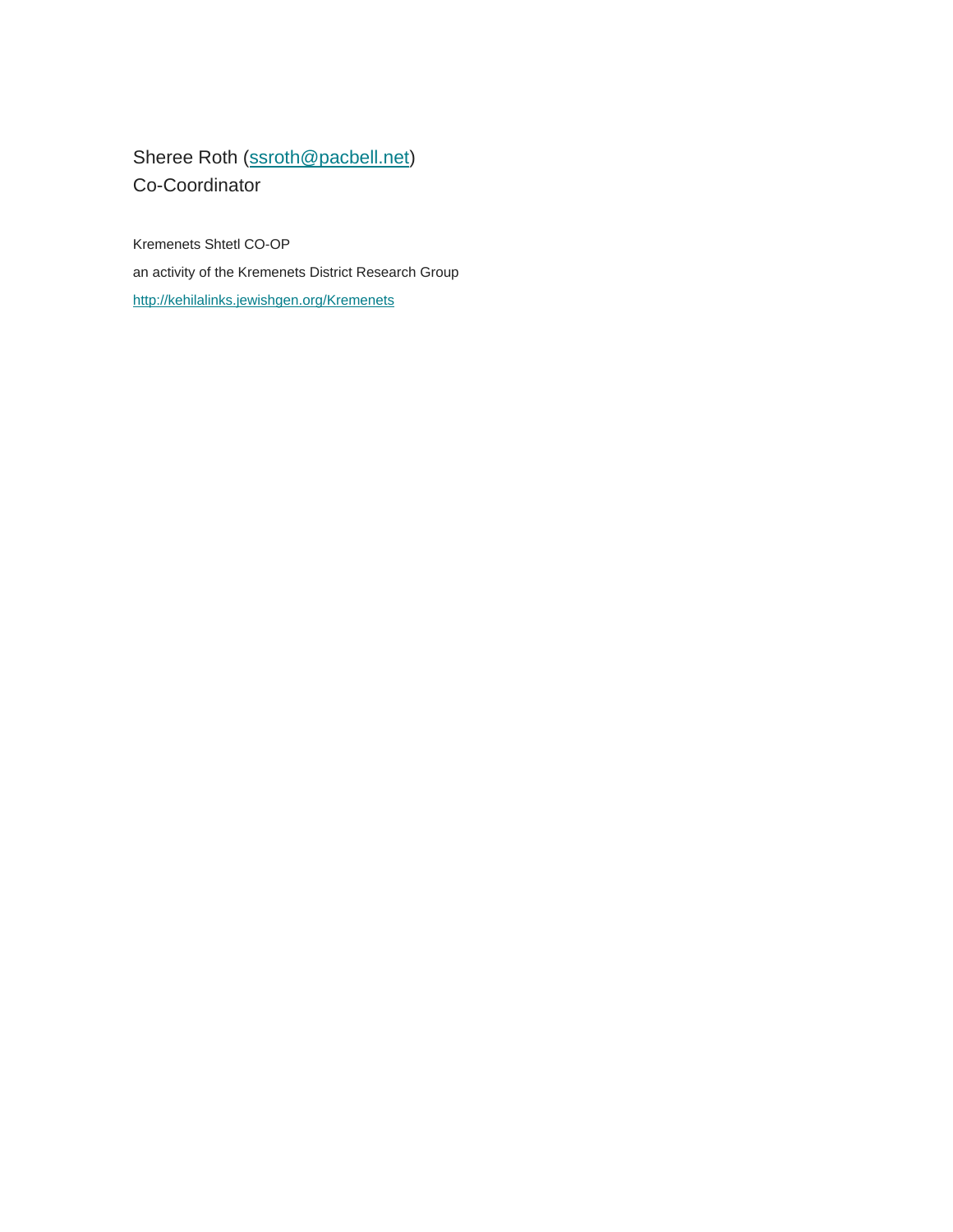Sheree Roth (ssroth@pacbell.net)
Co-Coordinator

Kremenets Shtetl CO-OP

an activity of the Kremenets District Research Group

http://kehilalinks.jewishgen.org/Kremenets